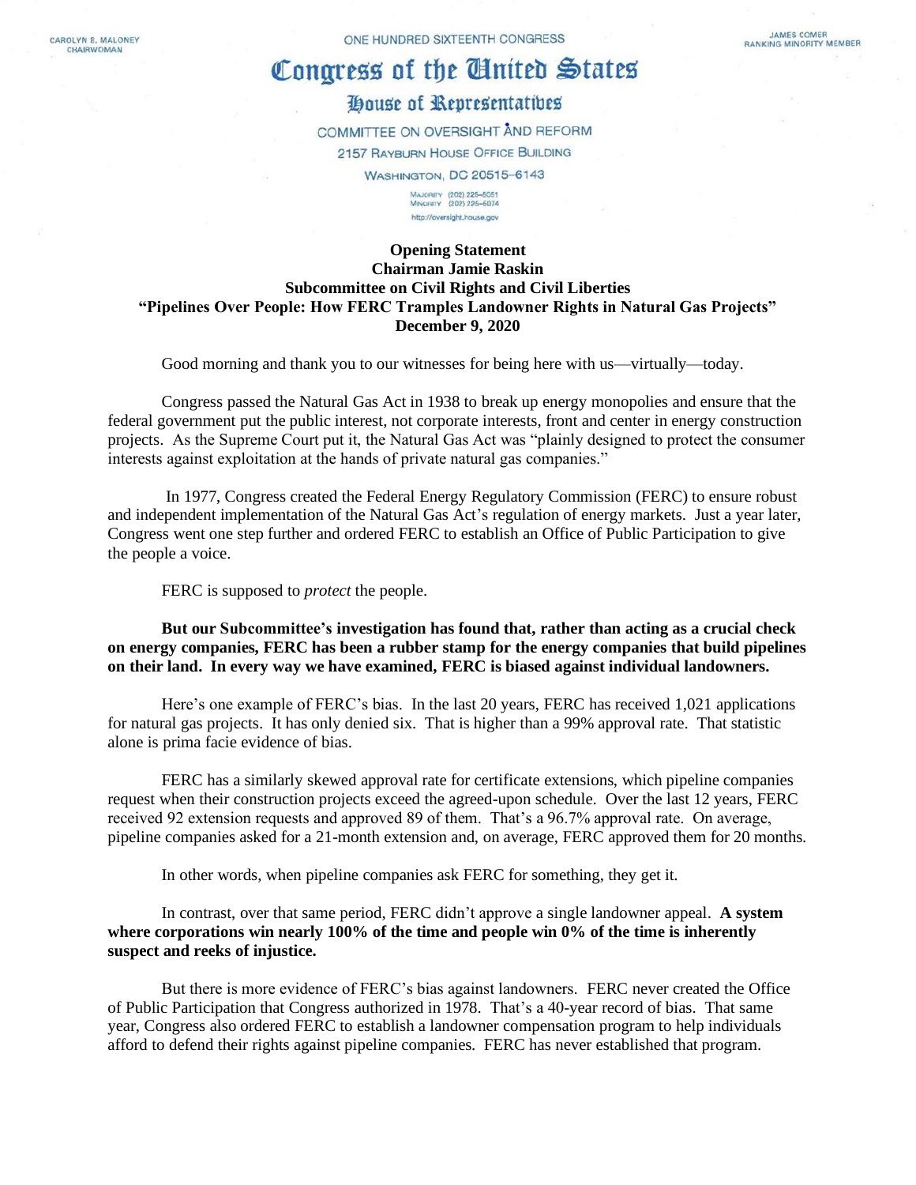CAROLYN B. MALONEY
CHAIRWOMAN

ONE HUNDRED SIXTEENTH CONGRESS

JAMES COMER
RANKING MINORITY MEMBER

# Congress of the United States

## House of Representatives

COMMITTEE ON OVERSIGHT AND REFORM
2157 RAYBURN HOUSE OFFICE BUILDING
WASHINGTON, DC 20515–6143

MAJORITY (202) 225–5051
MINORITY (202) 225–5074
http://oversight.house.gov

**Opening Statement**
**Chairman Jamie Raskin**
**Subcommittee on Civil Rights and Civil Liberties**
**"Pipelines Over People: How FERC Tramples Landowner Rights in Natural Gas Projects"**
**December 9, 2020**

Good morning and thank you to our witnesses for being here with us—virtually—today.

Congress passed the Natural Gas Act in 1938 to break up energy monopolies and ensure that the federal government put the public interest, not corporate interests, front and center in energy construction projects. As the Supreme Court put it, the Natural Gas Act was "plainly designed to protect the consumer interests against exploitation at the hands of private natural gas companies."

In 1977, Congress created the Federal Energy Regulatory Commission (FERC) to ensure robust and independent implementation of the Natural Gas Act's regulation of energy markets. Just a year later, Congress went one step further and ordered FERC to establish an Office of Public Participation to give the people a voice.

FERC is supposed to *protect* the people.

**But our Subcommittee's investigation has found that, rather than acting as a crucial check on energy companies, FERC has been a rubber stamp for the energy companies that build pipelines on their land. In every way we have examined, FERC is biased against individual landowners.**

Here's one example of FERC's bias. In the last 20 years, FERC has received 1,021 applications for natural gas projects. It has only denied six. That is higher than a 99% approval rate. That statistic alone is prima facie evidence of bias.

FERC has a similarly skewed approval rate for certificate extensions, which pipeline companies request when their construction projects exceed the agreed-upon schedule. Over the last 12 years, FERC received 92 extension requests and approved 89 of them. That's a 96.7% approval rate. On average, pipeline companies asked for a 21-month extension and, on average, FERC approved them for 20 months.

In other words, when pipeline companies ask FERC for something, they get it.

In contrast, over that same period, FERC didn't approve a single landowner appeal. **A system where corporations win nearly 100% of the time and people win 0% of the time is inherently suspect and reeks of injustice.**

But there is more evidence of FERC's bias against landowners. FERC never created the Office of Public Participation that Congress authorized in 1978. That's a 40-year record of bias. That same year, Congress also ordered FERC to establish a landowner compensation program to help individuals afford to defend their rights against pipeline companies. FERC has never established that program.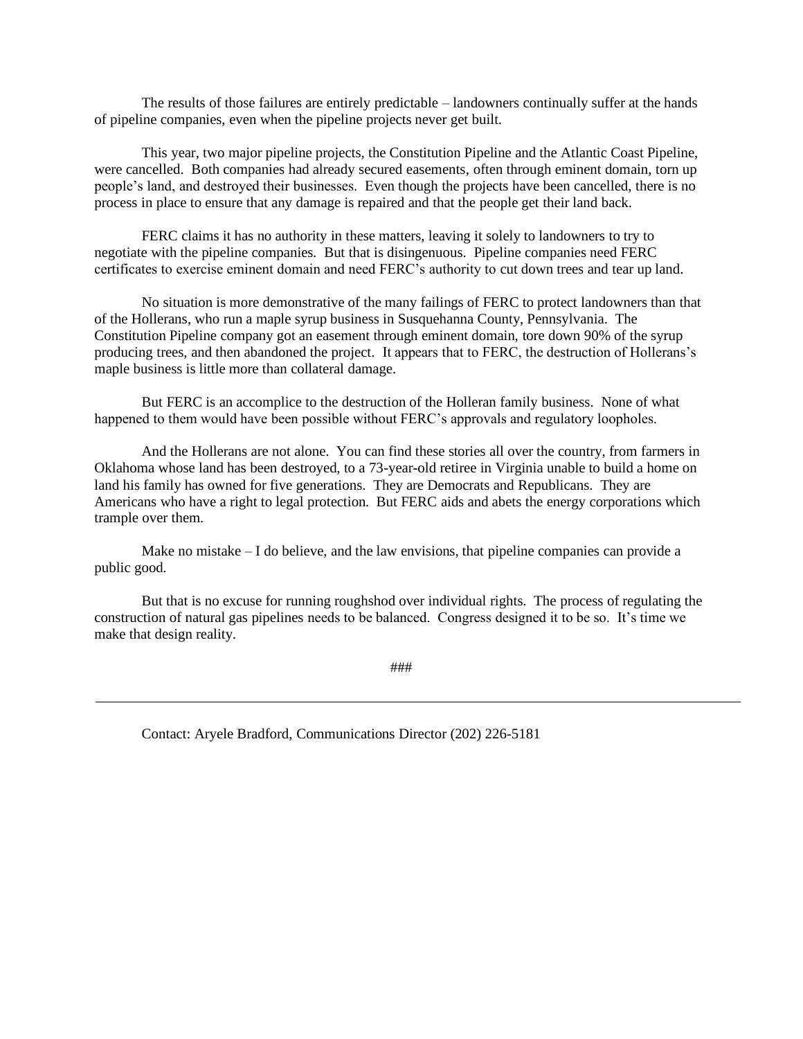The results of those failures are entirely predictable – landowners continually suffer at the hands of pipeline companies, even when the pipeline projects never get built.

This year, two major pipeline projects, the Constitution Pipeline and the Atlantic Coast Pipeline, were cancelled. Both companies had already secured easements, often through eminent domain, torn up people's land, and destroyed their businesses. Even though the projects have been cancelled, there is no process in place to ensure that any damage is repaired and that the people get their land back.

FERC claims it has no authority in these matters, leaving it solely to landowners to try to negotiate with the pipeline companies. But that is disingenuous. Pipeline companies need FERC certificates to exercise eminent domain and need FERC's authority to cut down trees and tear up land.

No situation is more demonstrative of the many failings of FERC to protect landowners than that of the Hollerans, who run a maple syrup business in Susquehanna County, Pennsylvania. The Constitution Pipeline company got an easement through eminent domain, tore down 90% of the syrup producing trees, and then abandoned the project. It appears that to FERC, the destruction of Hollerans's maple business is little more than collateral damage.

But FERC is an accomplice to the destruction of the Holleran family business. None of what happened to them would have been possible without FERC's approvals and regulatory loopholes.

And the Hollerans are not alone. You can find these stories all over the country, from farmers in Oklahoma whose land has been destroyed, to a 73-year-old retiree in Virginia unable to build a home on land his family has owned for five generations. They are Democrats and Republicans. They are Americans who have a right to legal protection. But FERC aids and abets the energy corporations which trample over them.

Make no mistake – I do believe, and the law envisions, that pipeline companies can provide a public good.

But that is no excuse for running roughshod over individual rights. The process of regulating the construction of natural gas pipelines needs to be balanced. Congress designed it to be so. It's time we make that design reality.

###

---

Contact: Aryele Bradford, Communications Director (202) 226-5181